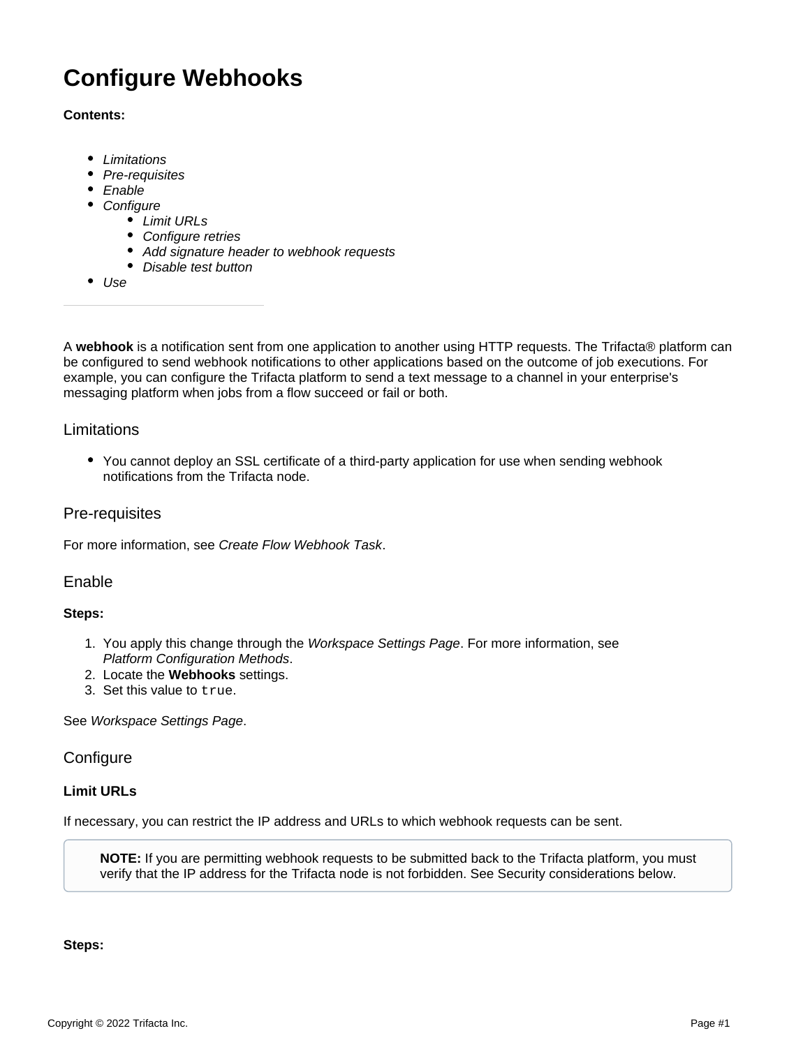# Configure Webhooks

**Contents:**

- *Limitations*
- *Pre-requisites*
- *Enable*
- *Configure*
  - *Limit URLs*
  - *Configure retries*
  - *Add signature header to webhook requests*
  - *Disable test button*
- *Use*

---

A **webhook** is a notification sent from one application to another using HTTP requests. The Trifacta® platform can be configured to send webhook notifications to other applications based on the outcome of job executions. For example, you can configure the Trifacta platform to send a text message to a channel in your enterprise's messaging platform when jobs from a flow succeed or fail or both.

## Limitations

- You cannot deploy an SSL certificate of a third-party application for use when sending webhook notifications from the Trifacta node.

## Pre-requisites

For more information, see *Create Flow Webhook Task*.

## Enable

**Steps:**

1. You apply this change through the *Workspace Settings Page*. For more information, see *Platform Configuration Methods*.
2. Locate the **Webhooks** settings.
3. Set this value to `true`.

See *Workspace Settings Page*.

## Configure

### Limit URLs

If necessary, you can restrict the IP address and URLs to which webhook requests can be sent.

> **NOTE:** If you are permitting webhook requests to be submitted back to the Trifacta platform, you must verify that the IP address for the Trifacta node is not forbidden. See Security considerations below.

**Steps:**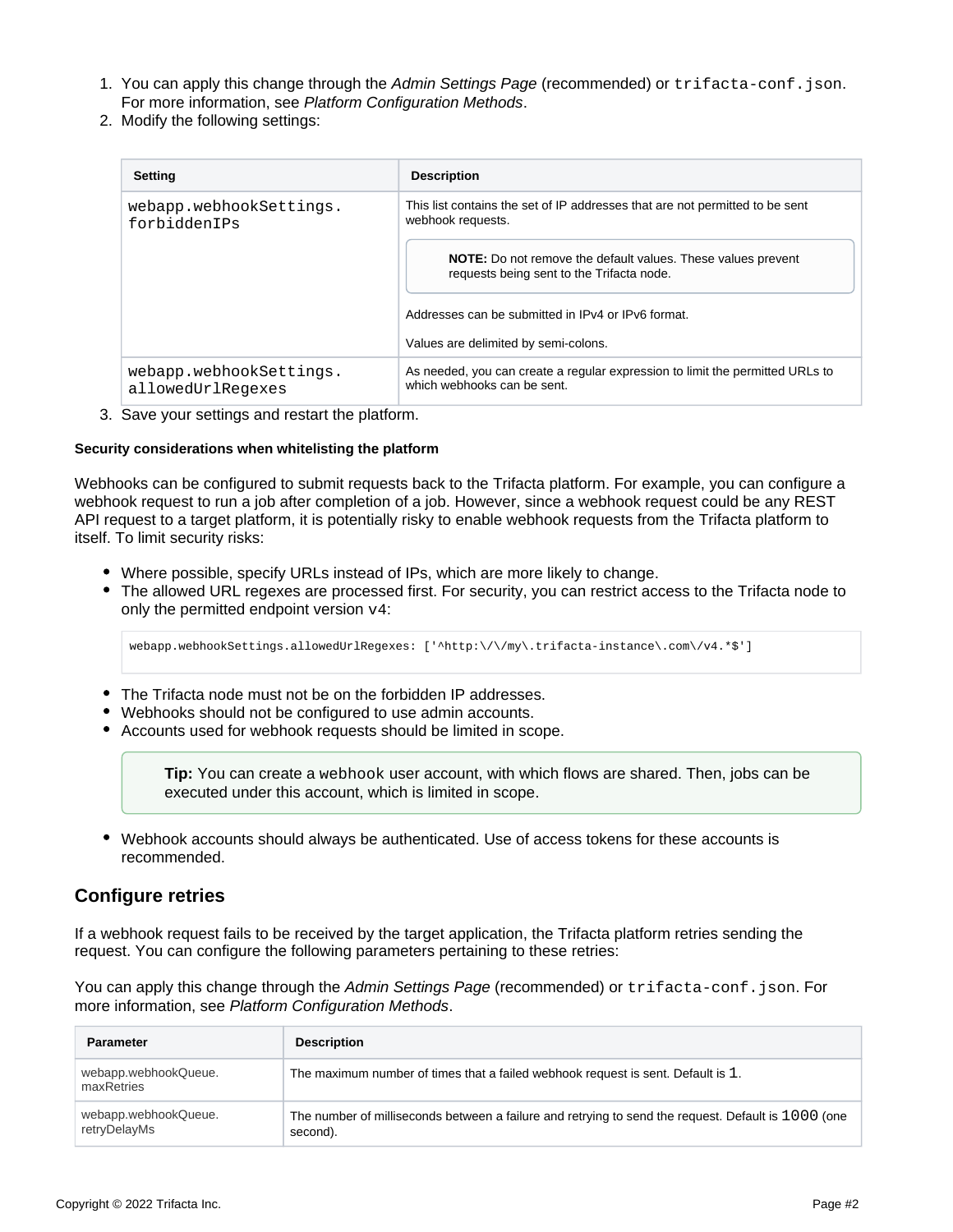1. You can apply this change through the *Admin Settings Page* (recommended) or `trifacta-conf.json`. For more information, see *Platform Configuration Methods*.
2. Modify the following settings:

| Setting | Description |
| --- | --- |
| `webapp.webhookSettings.forbiddenIPs` | This list contains the set of IP addresses that are not permitted to be sent webhook requests.<br><br>**NOTE:** Do not remove the default values. These values prevent requests being sent to the Trifacta node.<br><br>Addresses can be submitted in IPv4 or IPv6 format.<br><br>Values are delimited by semi-colons. |
| `webapp.webhookSettings.allowedUrlRegexes` | As needed, you can create a regular expression to limit the permitted URLs to which webhooks can be sent. |

3. Save your settings and restart the platform.

##### Security considerations when whitelisting the platform

Webhooks can be configured to submit requests back to the Trifacta platform. For example, you can configure a webhook request to run a job after completion of a job. However, since a webhook request could be any REST API request to a target platform, it is potentially risky to enable webhook requests from the Trifacta platform to itself. To limit security risks:

- Where possible, specify URLs instead of IPs, which are more likely to change.
- The allowed URL regexes are processed first. For security, you can restrict access to the Trifacta node to only the permitted endpoint version `v4`:

```
webapp.webhookSettings.allowedUrlRegexes: ['^http:\/\/my\.trifacta-instance\.com\/v4.*$']
```

- The Trifacta node must not be on the forbidden IP addresses.
- Webhooks should not be configured to use admin accounts.
- Accounts used for webhook requests should be limited in scope.

> **Tip:** You can create a `webhook` user account, with which flows are shared. Then, jobs can be executed under this account, which is limited in scope.

- Webhook accounts should always be authenticated. Use of access tokens for these accounts is recommended.

## Configure retries

If a webhook request fails to be received by the target application, the Trifacta platform retries sending the request. You can configure the following parameters pertaining to these retries:

You can apply this change through the *Admin Settings Page* (recommended) or `trifacta-conf.json`. For more information, see *Platform Configuration Methods*.

| Parameter | Description |
| --- | --- |
| webapp.webhookQueue.maxRetries | The maximum number of times that a failed webhook request is sent. Default is `1`. |
| webapp.webhookQueue.retryDelayMs | The number of milliseconds between a failure and retrying to send the request. Default is `1000` (one second). |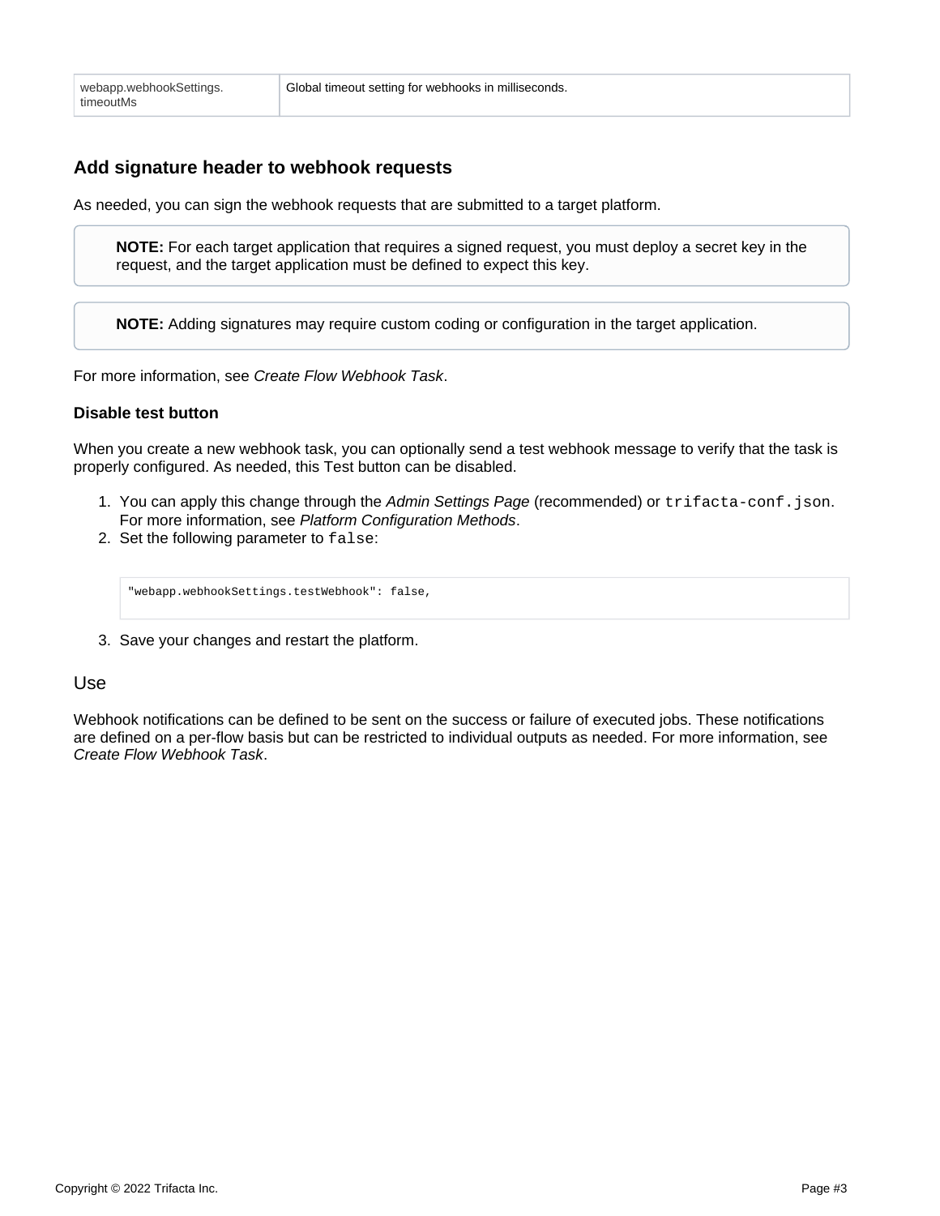| | |
|---|---|
| webapp.webhookSettings.timeoutMs | Global timeout setting for webhooks in milliseconds. |

### Add signature header to webhook requests

As needed, you can sign the webhook requests that are submitted to a target platform.

> **NOTE:** For each target application that requires a signed request, you must deploy a secret key in the request, and the target application must be defined to expect this key.

> **NOTE:** Adding signatures may require custom coding or configuration in the target application.

For more information, see *Create Flow Webhook Task*.

#### Disable test button

When you create a new webhook task, you can optionally send a test webhook message to verify that the task is properly configured. As needed, this Test button can be disabled.

1. You can apply this change through the *Admin Settings Page* (recommended) or `trifacta-conf.json`. For more information, see *Platform Configuration Methods*.
2. Set the following parameter to `false`:

```
"webapp.webhookSettings.testWebhook": false,
```

3. Save your changes and restart the platform.

## Use

Webhook notifications can be defined to be sent on the success or failure of executed jobs. These notifications are defined on a per-flow basis but can be restricted to individual outputs as needed. For more information, see *Create Flow Webhook Task*.